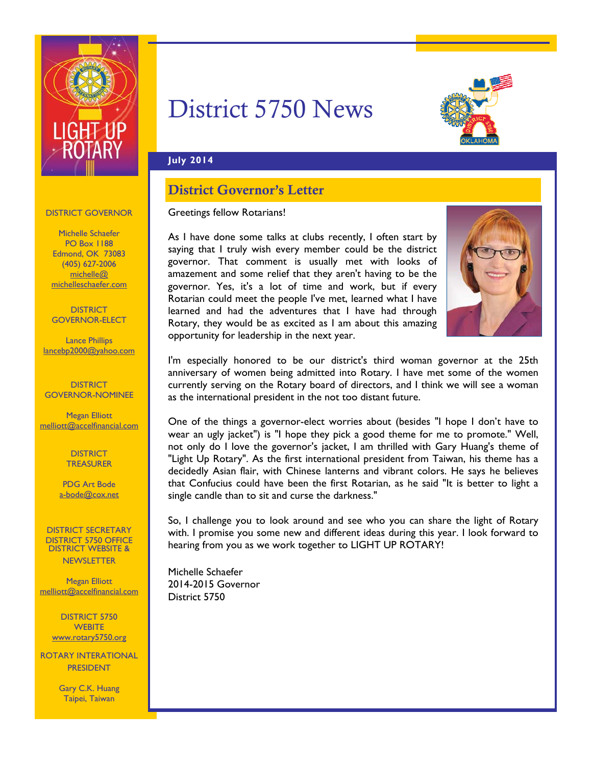# District 5750 News

**July 2014**

## District Governor's Letter

Greetings fellow Rotarians!

As I have done some talks at clubs recently, I often start by saying that I truly wish every member could be the district governor. That comment is usually met with looks of amazement and some relief that they aren't having to be the governor. Yes, it's a lot of time and work, but if every Rotarian could meet the people I've met, learned what I have learned and had the adventures that I have had through Rotary, they would be as excited as I am about this amazing opportunity for leadership in the next year.

I'm especially honored to be our district's third woman governor at the 25th anniversary of women being admitted into Rotary. I have met some of the women currently serving on the Rotary board of directors, and I think we will see a woman as the international president in the not too distant future.

One of the things a governor-elect worries about (besides "I hope I don't have to wear an ugly jacket") is "I hope they pick a good theme for me to promote." Well, not only do I love the governor's jacket, I am thrilled with Gary Huang's theme of "Light Up Rotary". As the first international president from Taiwan, his theme has a decidedly Asian flair, with Chinese lanterns and vibrant colors. He says he believes that Confucius could have been the first Rotarian, as he said "It is better to light a single candle than to sit and curse the darkness."

So, I challenge you to look around and see who you can share the light of Rotary with. I promise you some new and different ideas during this year. I look forward to hearing from you as we work together to LIGHT UP ROTARY!

Michelle Schaefer
2014-2015 Governor
District 5750

---

LIGHT UP ROTARY

**DISTRICT GOVERNOR**

Michelle Schaefer
PO Box 1188
Edmond, OK 73083
(405) 627-2006
michelle@michelleschaefer.com

**DISTRICT GOVERNOR-ELECT**

Lance Phillips
lancebp2000@yahoo.com

**DISTRICT GOVERNOR-NOMINEE**

Megan Elliott
melliott@accelfinancial.com

**DISTRICT TREASURER**

PDG Art Bode
a-bode@cox.net

**DISTRICT SECRETARY DISTRICT 5750 OFFICE DISTRICT WEBSITE & NEWSLETTER**

Megan Elliott
melliott@accelfinancial.com

**DISTRICT 5750 WEBITE**

www.rotary5750.org

**ROTARY INTERNATIONAL PRESIDENT**

Gary C.K. Huang
Taipei, Taiwan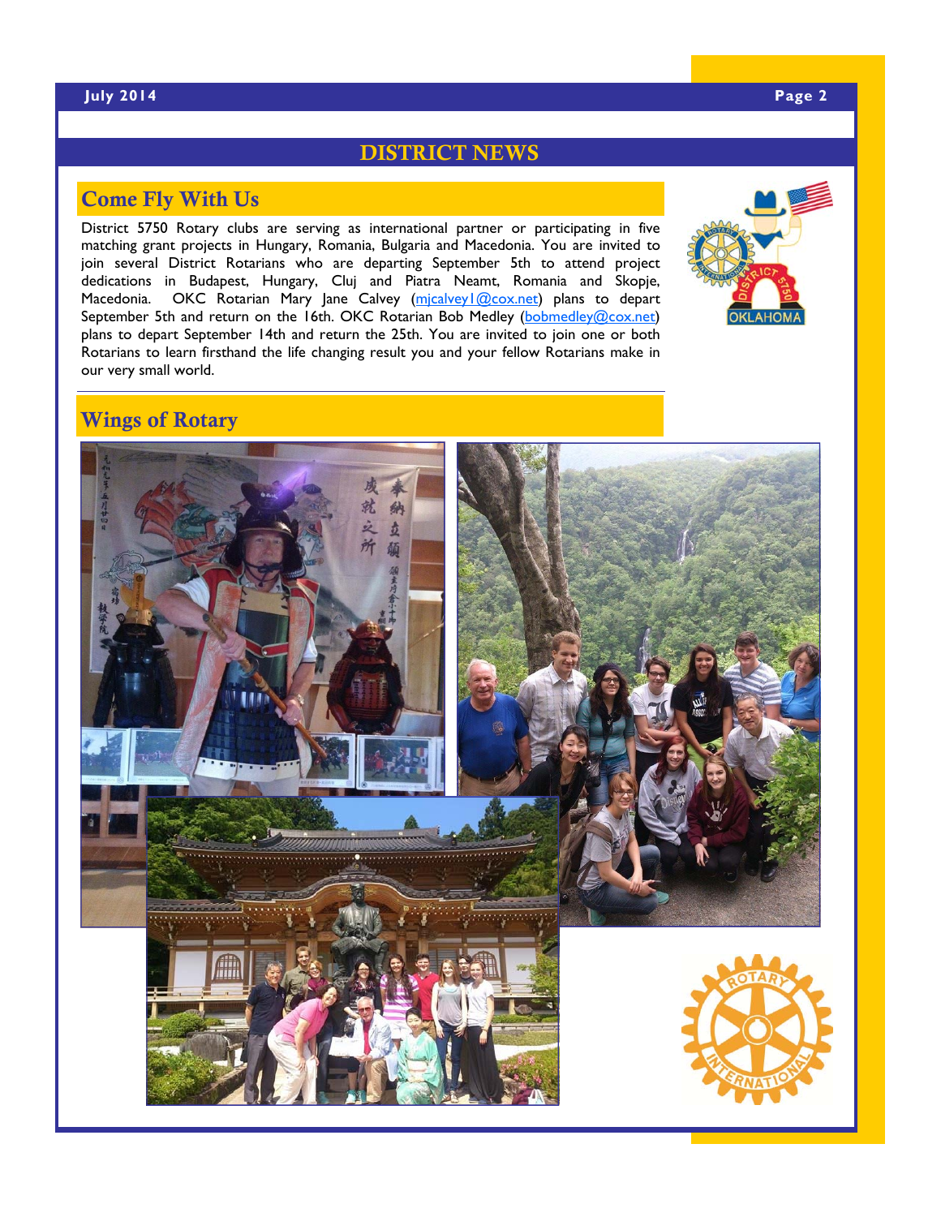## DISTRICT NEWS

### Come Fly With Us

District 5750 Rotary clubs are serving as international partner or participating in five matching grant projects in Hungary, Romania, Bulgaria and Macedonia. You are invited to join several District Rotarians who are departing September 5th to attend project dedications in Budapest, Hungary, Cluj and Piatra Neamt, Romania and Skopje, Macedonia. OKC Rotarian Mary Jane Calvey (mjcalvey1@cox.net) plans to depart September 5th and return on the 16th. OKC Rotarian Bob Medley (bobmedley@cox.net) plans to depart September 14th and return the 25th. You are invited to join one or both Rotarians to learn firsthand the life changing result you and your fellow Rotarians make in our very small world.

### Wings of Rotary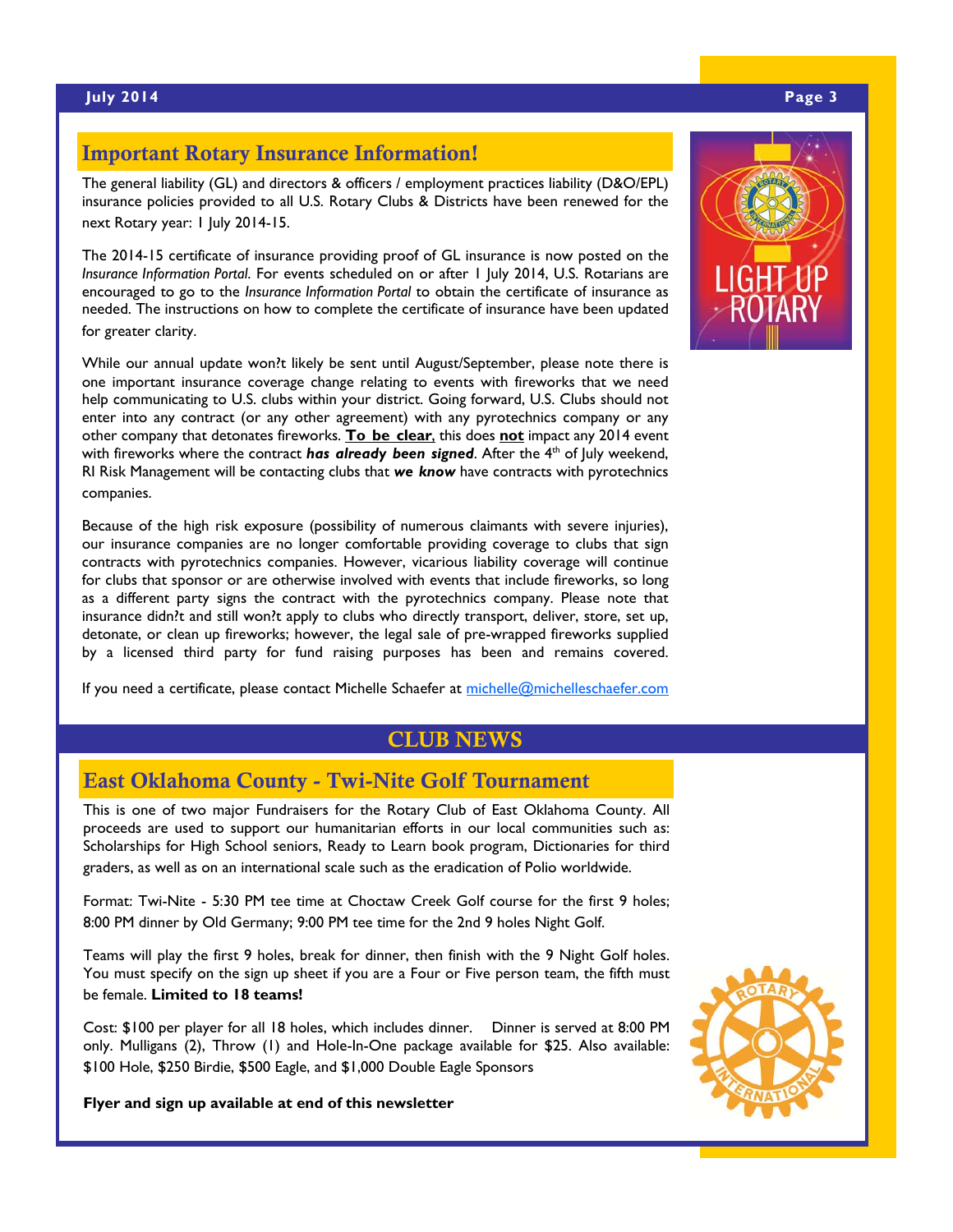## Important Rotary Insurance Information!

The general liability (GL) and directors & officers / employment practices liability (D&O/EPL) insurance policies provided to all U.S. Rotary Clubs & Districts have been renewed for the next Rotary year: 1 July 2014-15.

The 2014-15 certificate of insurance providing proof of GL insurance is now posted on the *Insurance Information Portal*. For events scheduled on or after 1 July 2014, U.S. Rotarians are encouraged to go to the *Insurance Information Portal* to obtain the certificate of insurance as needed. The instructions on how to complete the certificate of insurance have been updated for greater clarity.

While our annual update won?t likely be sent until August/September, please note there is one important insurance coverage change relating to events with fireworks that we need help communicating to U.S. clubs within your district. Going forward, U.S. Clubs should not enter into any contract (or any other agreement) with any pyrotechnics company or any other company that detonates fireworks. **To be clear**, this does **not** impact any 2014 event with fireworks where the contract ***has already been signed***. After the 4th of July weekend, RI Risk Management will be contacting clubs that ***we know*** have contracts with pyrotechnics companies.

Because of the high risk exposure (possibility of numerous claimants with severe injuries), our insurance companies are no longer comfortable providing coverage to clubs that sign contracts with pyrotechnics companies. However, vicarious liability coverage will continue for clubs that sponsor or are otherwise involved with events that include fireworks, so long as a different party signs the contract with the pyrotechnics company. Please note that insurance didn?t and still won?t apply to clubs who directly transport, deliver, store, set up, detonate, or clean up fireworks; however, the legal sale of pre-wrapped fireworks supplied by a licensed third party for fund raising purposes has been and remains covered.

If you need a certificate, please contact Michelle Schaefer at michelle@michelleschaefer.com

# CLUB NEWS

## East Oklahoma County - Twi-Nite Golf Tournament

This is one of two major Fundraisers for the Rotary Club of East Oklahoma County. All proceeds are used to support our humanitarian efforts in our local communities such as: Scholarships for High School seniors, Ready to Learn book program, Dictionaries for third graders, as well as on an international scale such as the eradication of Polio worldwide.

Format: Twi-Nite - 5:30 PM tee time at Choctaw Creek Golf course for the first 9 holes; 8:00 PM dinner by Old Germany; 9:00 PM tee time for the 2nd 9 holes Night Golf.

Teams will play the first 9 holes, break for dinner, then finish with the 9 Night Golf holes. You must specify on the sign up sheet if you are a Four or Five person team, the fifth must be female. **Limited to 18 teams!**

Cost: $100 per player for all 18 holes, which includes dinner. Dinner is served at 8:00 PM only. Mulligans (2), Throw (1) and Hole-In-One package available for $25. Also available: $100 Hole, $250 Birdie, $500 Eagle, and $1,000 Double Eagle Sponsors

**Flyer and sign up available at end of this newsletter**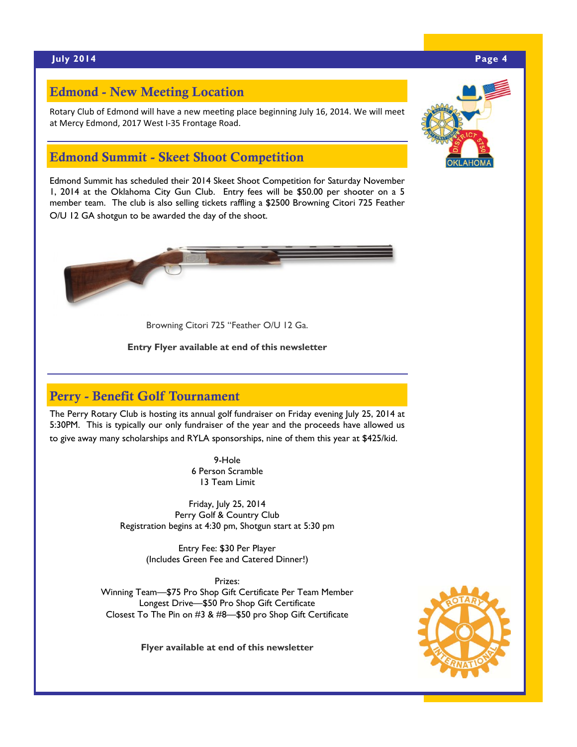## Edmond - New Meeting Location

Rotary Club of Edmond will have a new meeting place beginning July 16, 2014. We will meet at Mercy Edmond, 2017 West I-35 Frontage Road.

## Edmond Summit - Skeet Shoot Competition

Edmond Summit has scheduled their 2014 Skeet Shoot Competition for Saturday November 1, 2014 at the Oklahoma City Gun Club. Entry fees will be $50.00 per shooter on a 5 member team. The club is also selling tickets raffling a $2500 Browning Citori 725 Feather O/U 12 GA shotgun to be awarded the day of the shoot.

Browning Citori 725 "Feather O/U 12 Ga.

**Entry Flyer available at end of this newsletter**

## Perry - Benefit Golf Tournament

The Perry Rotary Club is hosting its annual golf fundraiser on Friday evening July 25, 2014 at 5:30PM. This is typically our only fundraiser of the year and the proceeds have allowed us to give away many scholarships and RYLA sponsorships, nine of them this year at $425/kid.

9-Hole
6 Person Scramble
13 Team Limit

Friday, July 25, 2014
Perry Golf & Country Club
Registration begins at 4:30 pm, Shotgun start at 5:30 pm

Entry Fee: $30 Per Player
(Includes Green Fee and Catered Dinner!)

Prizes:
Winning Team—$75 Pro Shop Gift Certificate Per Team Member
Longest Drive—$50 Pro Shop Gift Certificate
Closest To The Pin on #3 & #8—$50 pro Shop Gift Certificate

**Flyer available at end of this newsletter**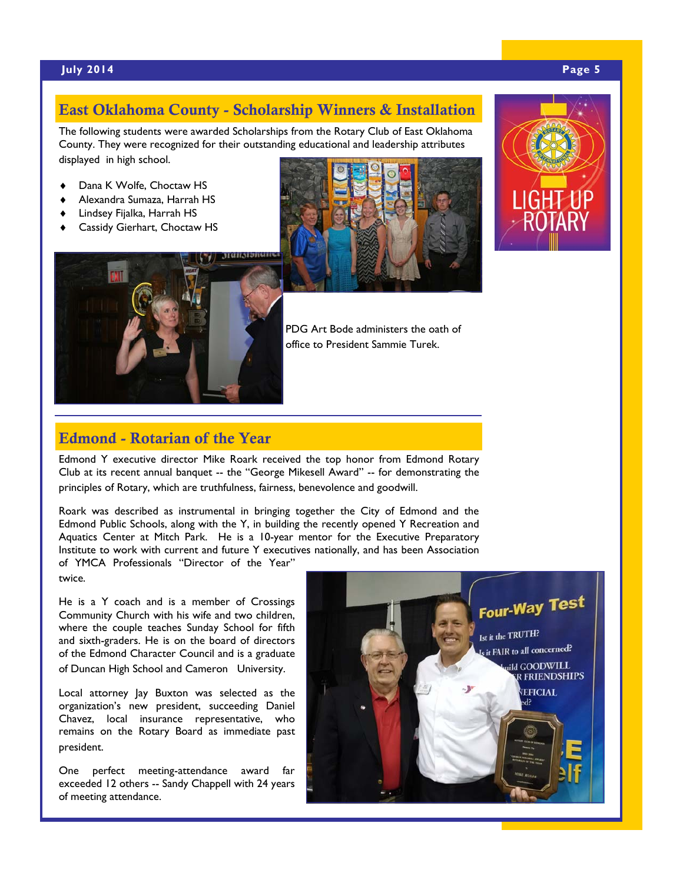## East Oklahoma County - Scholarship Winners & Installation

The following students were awarded Scholarships from the Rotary Club of East Oklahoma County. They were recognized for their outstanding educational and leadership attributes displayed in high school.

- Dana K Wolfe, Choctaw HS
- Alexandra Sumaza, Harrah HS
- Lindsey Fijalka, Harrah HS
- Cassidy Gierhart, Choctaw HS

PDG Art Bode administers the oath of office to President Sammie Turek.

## Edmond - Rotarian of the Year

Edmond Y executive director Mike Roark received the top honor from Edmond Rotary Club at its recent annual banquet -- the "George Mikesell Award" -- for demonstrating the principles of Rotary, which are truthfulness, fairness, benevolence and goodwill.

Roark was described as instrumental in bringing together the City of Edmond and the Edmond Public Schools, along with the Y, in building the recently opened Y Recreation and Aquatics Center at Mitch Park. He is a 10-year mentor for the Executive Preparatory Institute to work with current and future Y executives nationally, and has been Association of YMCA Professionals "Director of the Year" twice.

He is a Y coach and is a member of Crossings Community Church with his wife and two children, where the couple teaches Sunday School for fifth and sixth-graders. He is on the board of directors of the Edmond Character Council and is a graduate of Duncan High School and Cameron University.

Local attorney Jay Buxton was selected as the organization's new president, succeeding Daniel Chavez, local insurance representative, who remains on the Rotary Board as immediate past president.

One perfect meeting-attendance award far exceeded 12 others -- Sandy Chappell with 24 years of meeting attendance.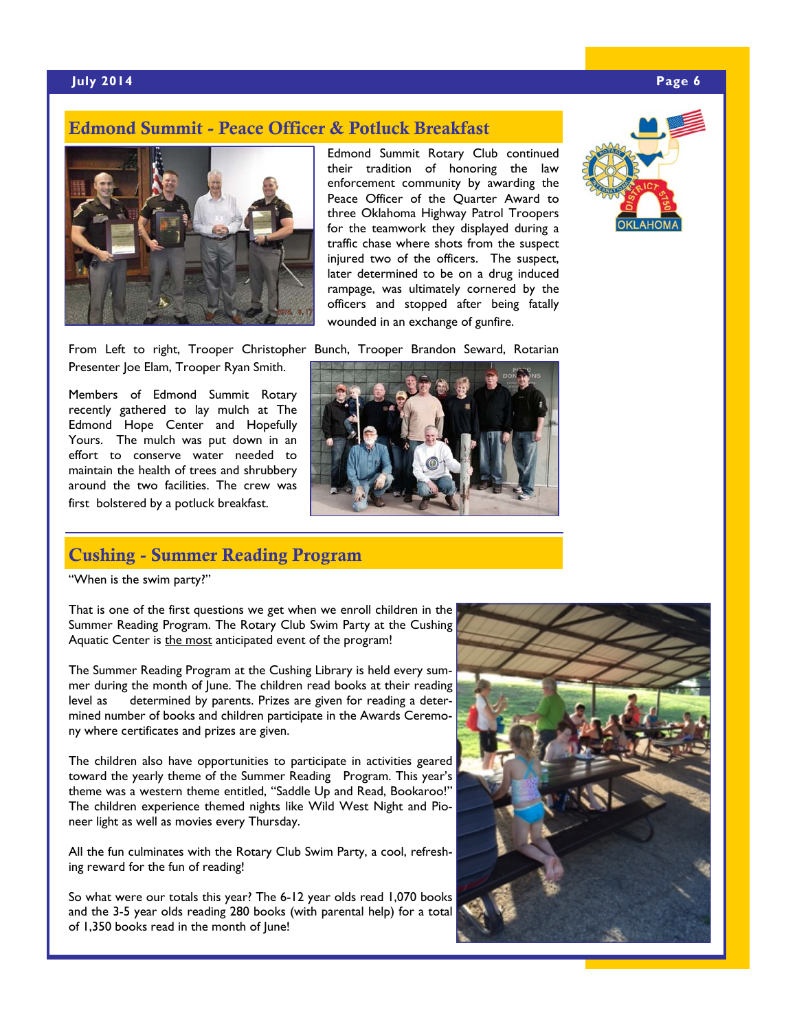## Edmond Summit - Peace Officer & Potluck Breakfast

Edmond Summit Rotary Club continued their tradition of honoring the law enforcement community by awarding the Peace Officer of the Quarter Award to three Oklahoma Highway Patrol Troopers for the teamwork they displayed during a traffic chase where shots from the suspect injured two of the officers. The suspect, later determined to be on a drug induced rampage, was ultimately cornered by the officers and stopped after being fatally wounded in an exchange of gunfire.

From Left to right, Trooper Christopher Bunch, Trooper Brandon Seward, Rotarian Presenter Joe Elam, Trooper Ryan Smith.

Members of Edmond Summit Rotary recently gathered to lay mulch at The Edmond Hope Center and Hopefully Yours. The mulch was put down in an effort to conserve water needed to maintain the health of trees and shrubbery around the two facilities. The crew was first bolstered by a potluck breakfast.

## Cushing - Summer Reading Program

"When is the swim party?"

That is one of the first questions we get when we enroll children in the Summer Reading Program. The Rotary Club Swim Party at the Cushing Aquatic Center is the most anticipated event of the program!

The Summer Reading Program at the Cushing Library is held every summer during the month of June. The children read books at their reading level as determined by parents. Prizes are given for reading a determined number of books and children participate in the Awards Ceremony where certificates and prizes are given.

The children also have opportunities to participate in activities geared toward the yearly theme of the Summer Reading Program. This year's theme was a western theme entitled, "Saddle Up and Read, Bookaroo!" The children experience themed nights like Wild West Night and Pioneer light as well as movies every Thursday.

All the fun culminates with the Rotary Club Swim Party, a cool, refreshing reward for the fun of reading!

So what were our totals this year? The 6-12 year olds read 1,070 books and the 3-5 year olds reading 280 books (with parental help) for a total of 1,350 books read in the month of June!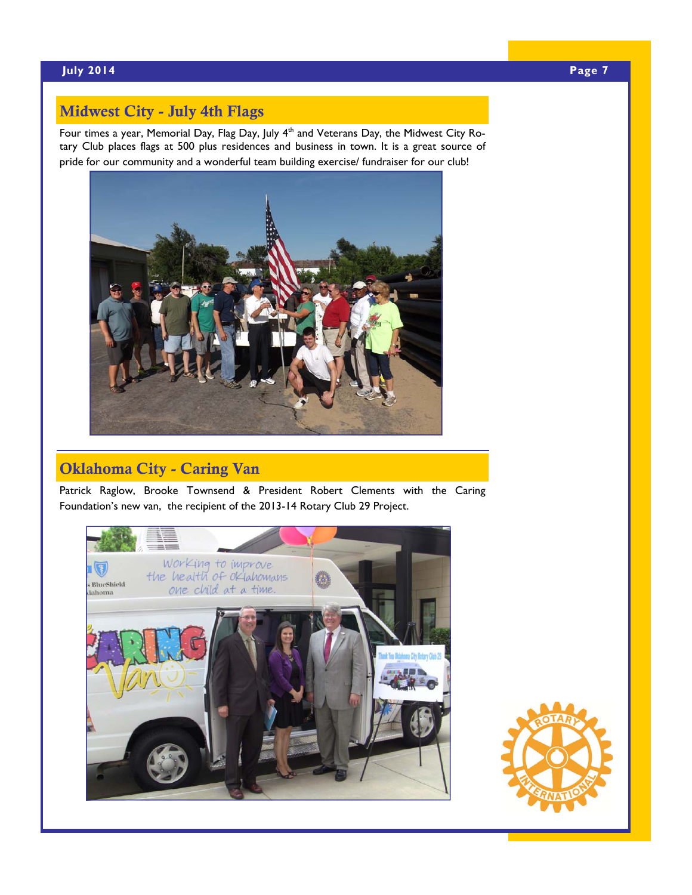## Midwest City - July 4th Flags

Four times a year, Memorial Day, Flag Day, July 4th and Veterans Day, the Midwest City Rotary Club places flags at 500 plus residences and business in town. It is a great source of pride for our community and a wonderful team building exercise/ fundraiser for our club!

## Oklahoma City - Caring Van

Patrick Raglow, Brooke Townsend & President Robert Clements with the Caring Foundation's new van, the recipient of the 2013-14 Rotary Club 29 Project.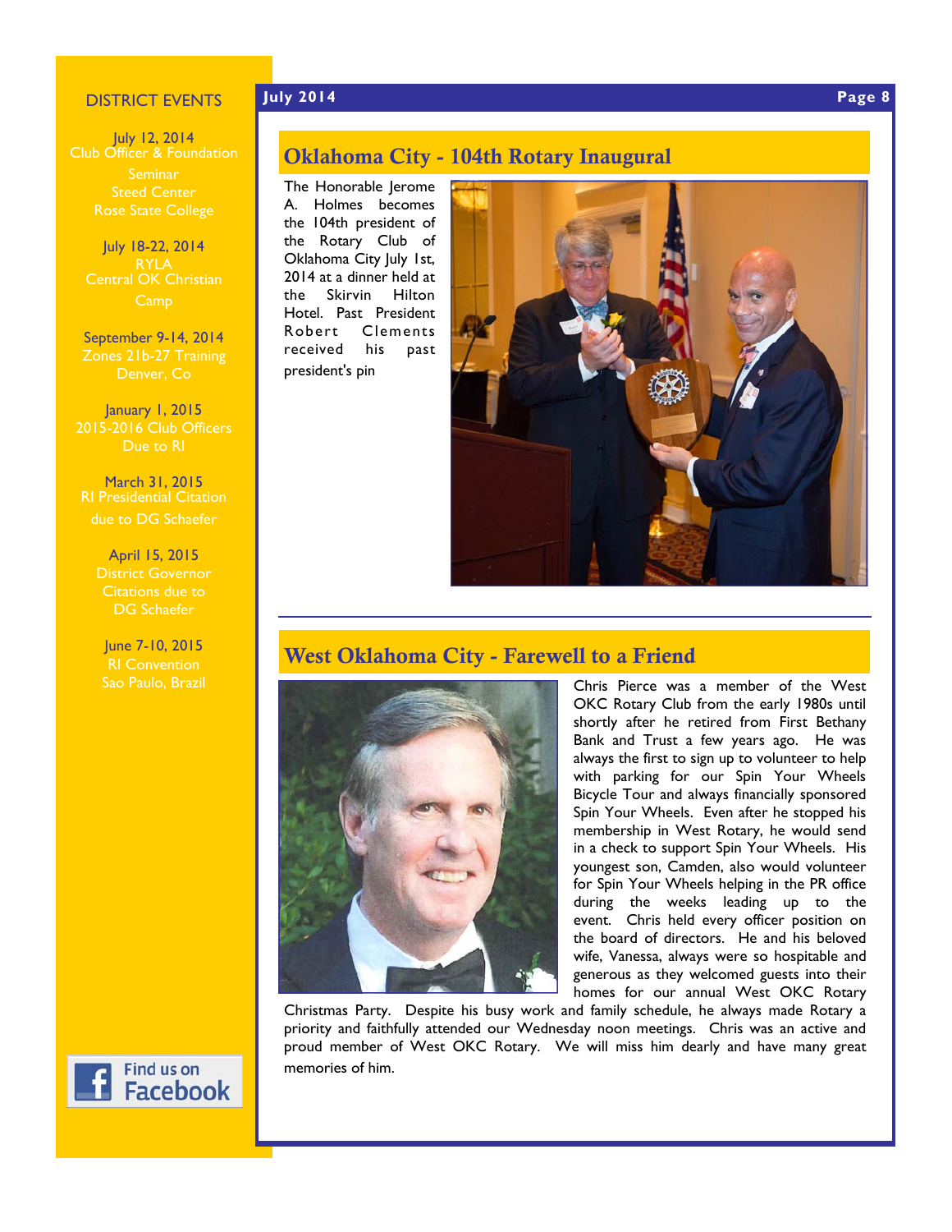DISTRICT EVENTS

July 12, 2014
Club Officer & Foundation Seminar
Steed Center
Rose State College

July 18-22, 2014
RYLA
Central OK Christian Camp

September 9-14, 2014
Zones 21b-27 Training
Denver, Co

January 1, 2015
2015-2016 Club Officers Due to RI

March 31, 2015
RI Presidential Citation due to DG Schaefer

April 15, 2015
District Governor Citations due to DG Schaefer

June 7-10, 2015
RI Convention
Sao Paulo, Brazil

Find us on Facebook

## Oklahoma City - 104th Rotary Inaugural

The Honorable Jerome A. Holmes becomes the 104th president of the Rotary Club of Oklahoma City July 1st, 2014 at a dinner held at the Skirvin Hilton Hotel. Past President Robert Clements received his past president's pin

## West Oklahoma City - Farewell to a Friend

Chris Pierce was a member of the West OKC Rotary Club from the early 1980s until shortly after he retired from First Bethany Bank and Trust a few years ago. He was always the first to sign up to volunteer to help with parking for our Spin Your Wheels Bicycle Tour and always financially sponsored Spin Your Wheels. Even after he stopped his membership in West Rotary, he would send in a check to support Spin Your Wheels. His youngest son, Camden, also would volunteer for Spin Your Wheels helping in the PR office during the weeks leading up to the event. Chris held every officer position on the board of directors. He and his beloved wife, Vanessa, always were so hospitable and generous as they welcomed guests into their homes for our annual West OKC Rotary Christmas Party. Despite his busy work and family schedule, he always made Rotary a priority and faithfully attended our Wednesday noon meetings. Chris was an active and proud member of West OKC Rotary. We will miss him dearly and have many great memories of him.